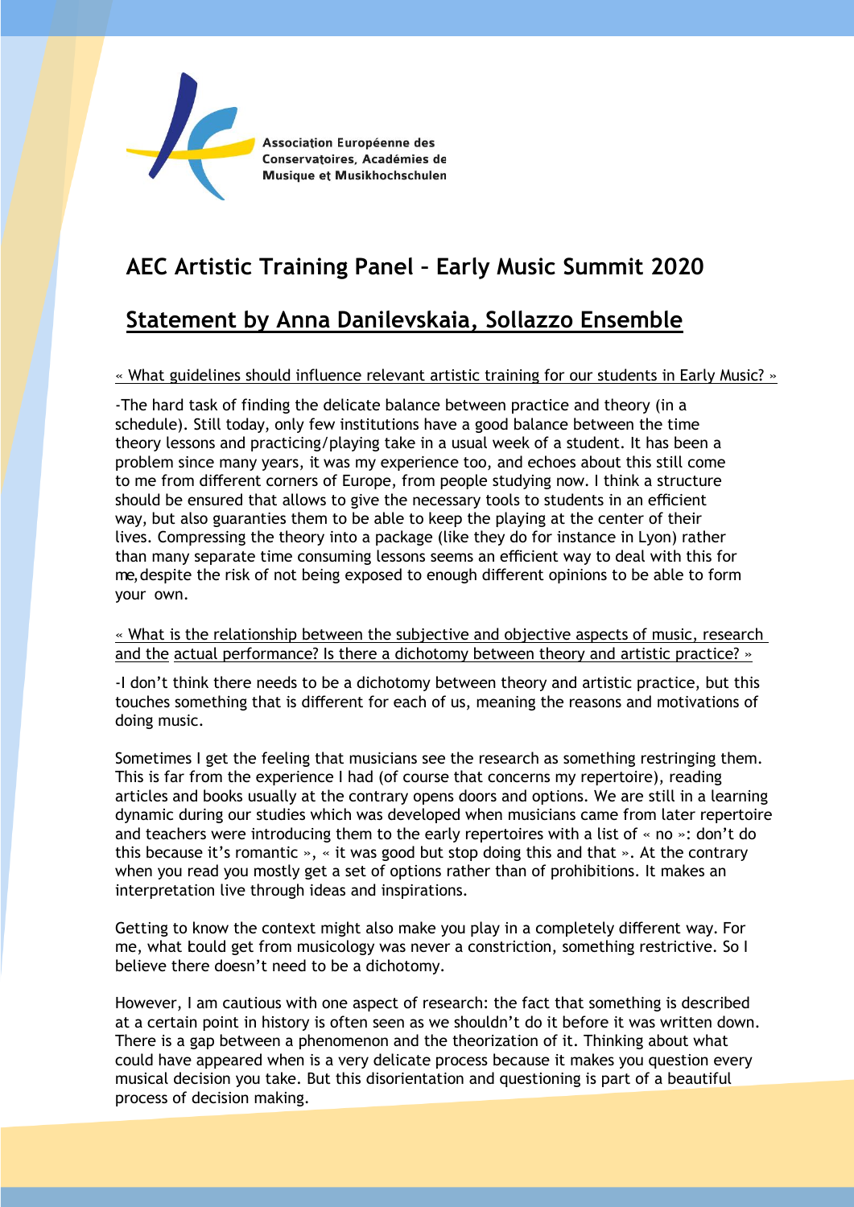Association Européenne des Conservatoires, Académies de Musique et Musikhochschulen

# AEC Artistic Training Panel – Early Music Summit 2020

## Statement by Anna Danilevskaia, Sollazzo Ensemble

« What guidelines should influence relevant artistic training for our students in Early Music? »

-The hard task of finding the delicate balance between practice and theory (in a schedule). Still today, only few institutions have a good balance between the time theory lessons and practicing/playing take in a usual week of a student. It has been a problem since many years, it was my experience too, and echoes about this still come to me from different corners of Europe, from people studying now. I think a structure should be ensured that allows to give the necessary tools to students in an efficient way, but also guaranties them to be able to keep the playing at the center of their lives. Compressing the theory into a package (like they do for instance in Lyon) rather than many separate time consuming lessons seems an efficient way to deal with this for me, despite the risk of not being exposed to enough different opinions to be able to form your own.

« What is the relationship between the subjective and objective aspects of music, research and the actual performance? Is there a dichotomy between theory and artistic practice? »

-I don't think there needs to be a dichotomy between theory and artistic practice, but this touches something that is different for each of us, meaning the reasons and motivations of doing music.

Sometimes I get the feeling that musicians see the research as something restringing them. This is far from the experience I had (of course that concerns my repertoire), reading articles and books usually at the contrary opens doors and options. We are still in a learning dynamic during our studies which was developed when musicians came from later repertoire and teachers were introducing them to the early repertoires with a list of « no »: don't do this because it's romantic », « it was good but stop doing this and that ». At the contrary when you read you mostly get a set of options rather than of prohibitions. It makes an interpretation live through ideas and inspirations.

Getting to know the context might also make you play in a completely different way. For me, what I could get from musicology was never a constriction, something restrictive. So I believe there doesn't need to be a dichotomy.

However, I am cautious with one aspect of research: the fact that something is described at a certain point in history is often seen as we shouldn't do it before it was written down. There is a gap between a phenomenon and the theorization of it. Thinking about what could have appeared when is a very delicate process because it makes you question every musical decision you take. But this disorientation and questioning is part of a beautiful process of decision making.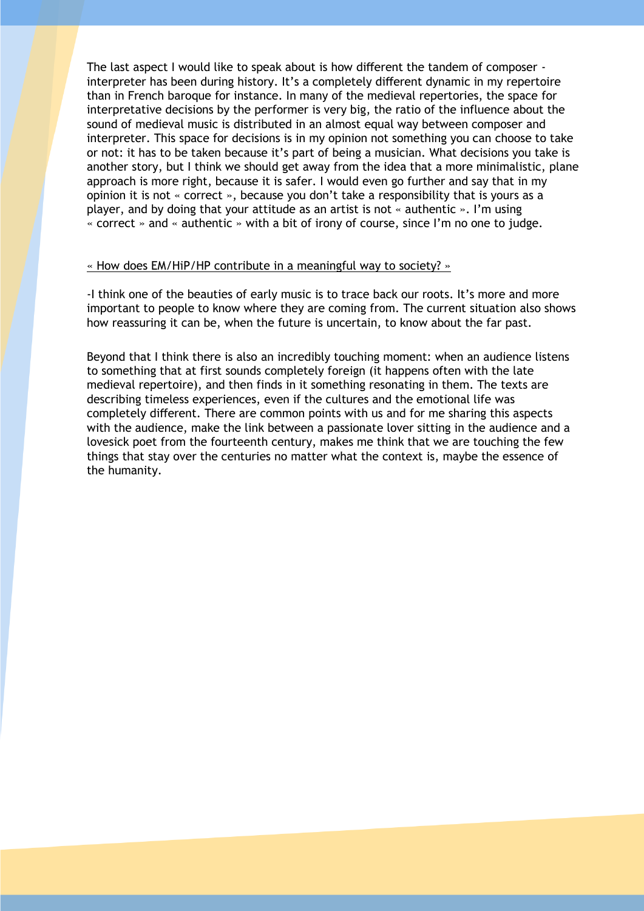The last aspect I would like to speak about is how different the tandem of composer - interpreter has been during history. It's a completely different dynamic in my repertoire than in French baroque for instance. In many of the medieval repertories, the space for interpretative decisions by the performer is very big, the ratio of the influence about the sound of medieval music is distributed in an almost equal way between composer and interpreter. This space for decisions is in my opinion not something you can choose to take or not: it has to be taken because it's part of being a musician. What decisions you take is another story, but I think we should get away from the idea that a more minimalistic, plane approach is more right, because it is safer. I would even go further and say that in my opinion it is not « correct », because you don't take a responsibility that is yours as a player, and by doing that your attitude as an artist is not « authentic ». I'm using « correct » and « authentic » with a bit of irony of course, since I'm no one to judge.

<u>« How does EM/HiP/HP contribute in a meaningful way to society? »</u>

-I think one of the beauties of early music is to trace back our roots. It's more and more important to people to know where they are coming from. The current situation also shows how reassuring it can be, when the future is uncertain, to know about the far past.

Beyond that I think there is also an incredibly touching moment: when an audience listens to something that at first sounds completely foreign (it happens often with the late medieval repertoire), and then finds in it something resonating in them. The texts are describing timeless experiences, even if the cultures and the emotional life was completely different. There are common points with us and for me sharing this aspects with the audience, make the link between a passionate lover sitting in the audience and a lovesick poet from the fourteenth century, makes me think that we are touching the few things that stay over the centuries no matter what the context is, maybe the essence of the humanity.